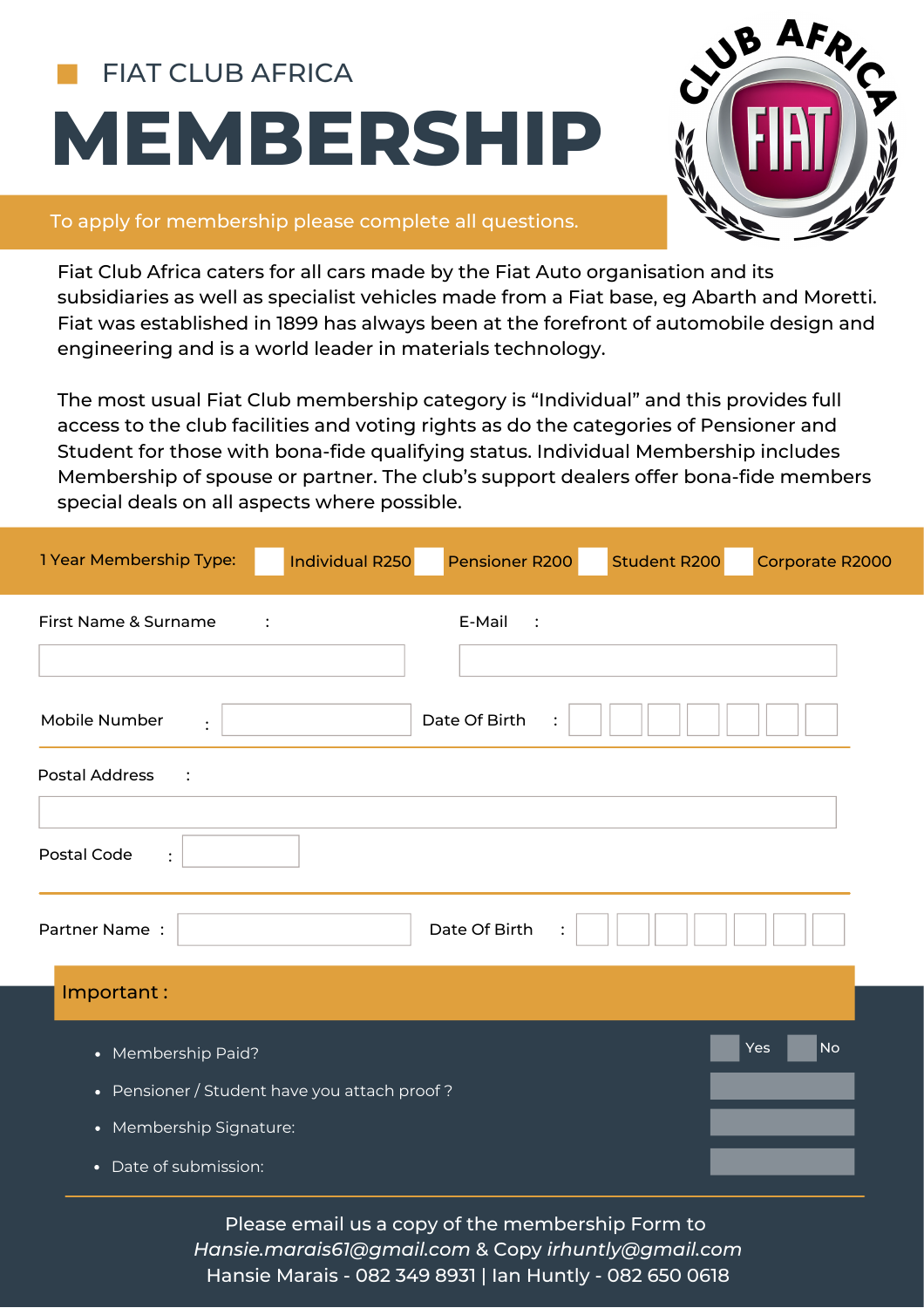FIAT CLUB AFRICA

# MEMBERSHIP

To apply for membership please complete all questions.

Fiat Club Africa caters for all cars made by the Fiat Auto organisation and its subsidiaries as well as specialist vehicles made from a Fiat base, eg Abarth and Moretti. Fiat was established in 1899 has always been at the forefront of automobile design and engineering and is a world leader in materials technology.

The most usual Fiat Club membership category is "Individual" and this provides full access to the club facilities and voting rights as do the categories of Pensioner and Student for those with bona-fide qualifying status. Individual Membership includes Membership of spouse or partner. The club's support dealers offer bona-fide members special deals on all aspects where possible.

1 Year Membership Type: ☐ Individual R250 ☐ Pensioner R200 ☐ Student R200 ☐ Corporate R2000

First Name & Surname :

E-Mail :

Mobile Number :

Date Of Birth :

Postal Address :

Postal Code :

Partner Name :

Date Of Birth :

## Important :

- Membership Paid? ☐ Yes ☐ No
- Pensioner / Student have you attach proof ?
- Membership Signature:
- Date of submission:

Please email us a copy of the membership Form to *Hansie.marais61@gmail.com* & Copy *irhuntly@gmail.com*
Hansie Marais - 082 349 8931 | Ian Huntly - 082 650 0618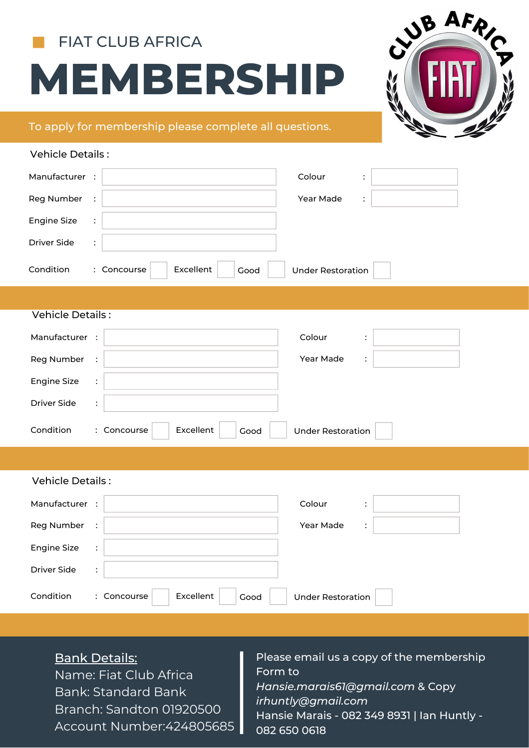FIAT CLUB AFRICA

# MEMBERSHIP

To apply for membership please complete all questions.

## Vehicle Details :

Manufacturer :

Colour :

Reg Number :

Year Made :

Engine Size :

Driver Side :

Condition : Concourse ☐ Excellent ☐ Good ☐ Under Restoration ☐

## Vehicle Details :

Manufacturer :

Colour :

Reg Number :

Year Made :

Engine Size :

Driver Side :

Condition : Concourse ☐ Excellent ☐ Good ☐ Under Restoration ☐

## Vehicle Details :

Manufacturer :

Colour :

Reg Number :

Year Made :

Engine Size :

Driver Side :

Condition : Concourse ☐ Excellent ☐ Good ☐ Under Restoration ☐

**Bank Details:**

Name: Fiat Club Africa
Bank: Standard Bank
Branch: Sandton 01920500
Account Number:424805685

Please email us a copy of the membership Form to *Hansie.marais61@gmail.com* & Copy *irhuntly@gmail.com*
Hansie Marais - 082 349 8931 | Ian Huntly - 082 650 0618